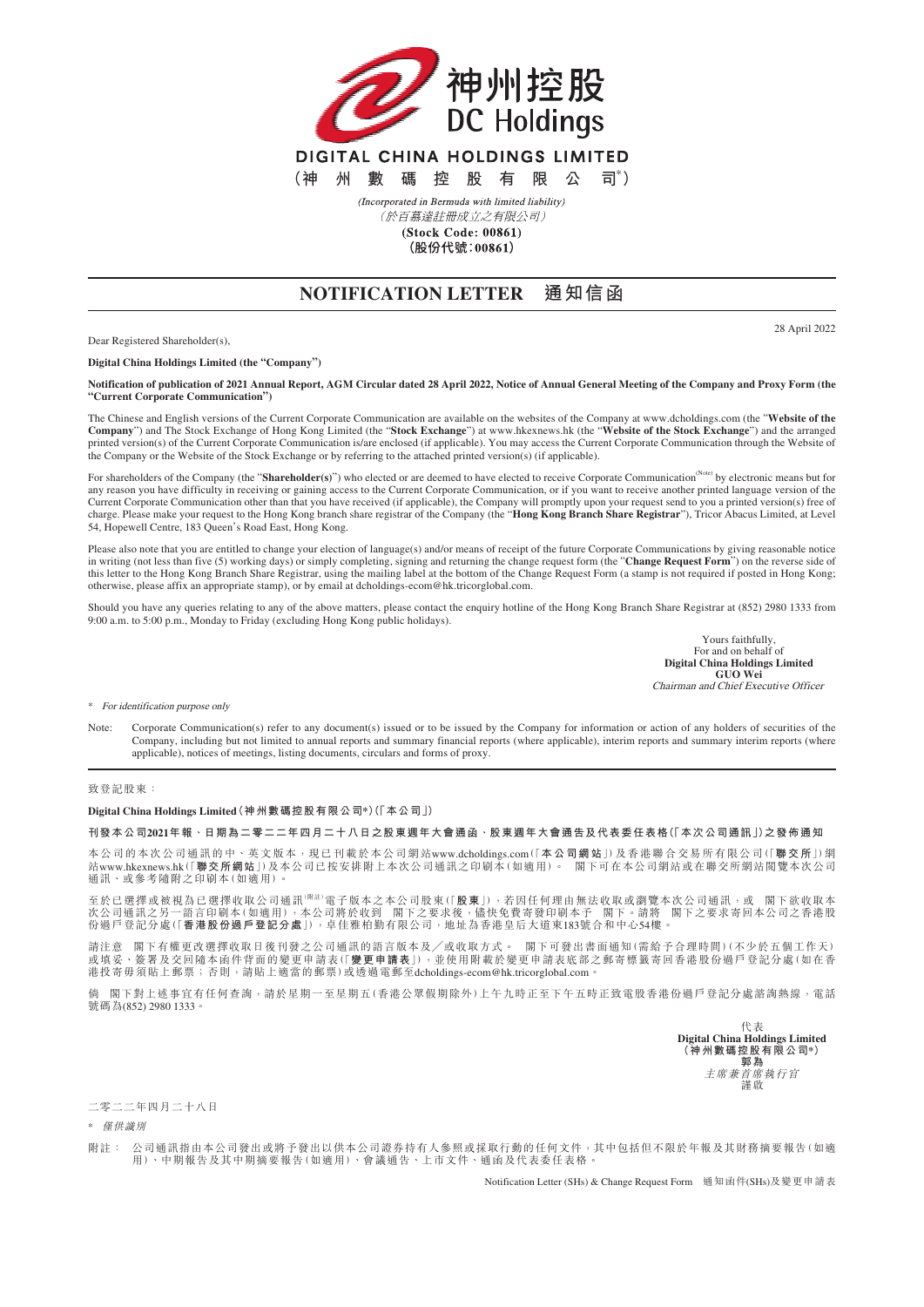神州控股
DC Holdings

**DIGITAL CHINA HOLDINGS LIMITED**
**（神州數碼控股有限公司*）**

*(Incorporated in Bermuda with limited liability)*
（於百慕達註冊成立之有限公司）
**(Stock Code: 00861)**
**（股份代號：00861）**

# NOTIFICATION LETTER 通知信函

28 April 2022

Dear Registered Shareholder(s),

**Digital China Holdings Limited (the "Company")**

**Notification of publication of 2021 Annual Report, AGM Circular dated 28 April 2022, Notice of Annual General Meeting of the Company and Proxy Form (the "Current Corporate Communication")**

The Chinese and English versions of the Current Corporate Communication are available on the websites of the Company at www.dcholdings.com (the "**Website of the Company**") and The Stock Exchange of Hong Kong Limited (the "**Stock Exchange**") at www.hkexnews.hk (the "**Website of the Stock Exchange**") and the arranged printed version(s) of the Current Corporate Communication is/are enclosed (if applicable). You may access the Current Corporate Communication through the Website of the Company or the Website of the Stock Exchange or by referring to the attached printed version(s) (if applicable).

For shareholders of the Company (the "**Shareholder(s)**") who elected or are deemed to have elected to receive Corporate Communication(Note) by electronic means but for any reason you have difficulty in receiving or gaining access to the Current Corporate Communication, or if you want to receive another printed language version of the Current Corporate Communication other than that you have received (if applicable), the Company will promptly upon your request send to you a printed version(s) free of charge. Please make your request to the Hong Kong branch share registrar of the Company (the "**Hong Kong Branch Share Registrar**"), Tricor Abacus Limited, at Level 54, Hopewell Centre, 183 Queen's Road East, Hong Kong.

Please also note that you are entitled to change your election of language(s) and/or means of receipt of the future Corporate Communications by giving reasonable notice in writing (not less than five (5) working days) or simply completing, signing and returning the change request form (the "**Change Request Form**") on the reverse side of this letter to the Hong Kong Branch Share Registrar, using the mailing label at the bottom of the Change Request Form (a stamp is not required if posted in Hong Kong; otherwise, please affix an appropriate stamp), or by email at dcholdings-ecom@hk.tricorglobal.com.

Should you have any queries relating to any of the above matters, please contact the enquiry hotline of the Hong Kong Branch Share Registrar at (852) 2980 1333 from 9:00 a.m. to 5:00 p.m., Monday to Friday (excluding Hong Kong public holidays).

Yours faithfully,
For and on behalf of
**Digital China Holdings Limited**
**GUO Wei**
*Chairman and Chief Executive Officer*

\* *For identification purpose only*

Note: Corporate Communication(s) refer to any document(s) issued or to be issued by the Company for information or action of any holders of securities of the Company, including but not limited to annual reports and summary financial reports (where applicable), interim reports and summary interim reports (where applicable), notices of meetings, listing documents, circulars and forms of proxy.

---

致登記股東：

**Digital China Holdings Limited（神州數碼控股有限公司*）（「本公司」）**

**刊發本公司2021年報、日期為二零二二年四月二十八日之股東週年大會通函、股東週年大會通告及代表委任表格（「本次公司通訊」）之發佈通知**

本公司的本次公司通訊的中、英文版本，現已刊載於本公司網站www.dcholdings.com（「**本公司網站**」）及香港聯合交易所有限公司（「**聯交所**」）網站www.hkexnews.hk（「**聯交所網站**」）及本公司已按安排附上本次公司通訊之印刷本（如適用）。 閣下可在本公司網站或在聯交所網站閱覽本次公司通訊、或參考隨附之印刷本（如適用）。

至於已選擇或被視為已選擇收取公司通訊(附註)電子版本之本公司股東（「**股東**」），若因任何理由無法收取或瀏覽本次公司通訊，或 閣下欲收取本次公司通訊之另一語言印刷本（如適用），本公司將於收到 閣下之要求後，儘快免費寄發印刷本予 閣下。請將 閣下之要求寄回本公司之香港股份過戶登記分處（「**香港股份過戶登記分處**」），卓佳雅柏勤有限公司，地址為香港皇后大道東183號合和中心54樓。

請注意 閣下有權更改選擇收取日後刊發之公司通訊的語言版本及／或收取方式。 閣下可發出書面通知（需給予合理時間）（不少於五個工作天）或填妥、簽署及交回隨本函件背面的變更申請表（「**變更申請表**」），並使用附載於變更申請表底部之郵寄標籤寄回香港股份過戶登記分處（如在香港投寄毋須貼上郵票；否則，請貼上適當的郵票）或透過電郵至dcholdings-ecom@hk.tricorglobal.com。

倘 閣下對上述事宜有任何查詢，請於星期一至星期五（香港公眾假期除外）上午九時正至下午五時正致電股香港份過戶登記分處諮詢熱線，電話號碼為(852) 2980 1333。

代表
**Digital China Holdings Limited**
**（神州數碼控股有限公司*）**
**郭為**
*主席兼首席執行官*
謹啟

二零二二年四月二十八日

\* *僅供識別*

附註： 公司通訊指由本公司發出或將予發出以供本公司證券持有人參照或採取行動的任何文件，其中包括但不限於年報及其財務摘要報告（如適用）、中期報告及其中期摘要報告（如適用）、會議通告、上市文件、通函及代表委任表格。

Notification Letter (SHs) & Change Request Form 通知函件(SHs)及變更申請表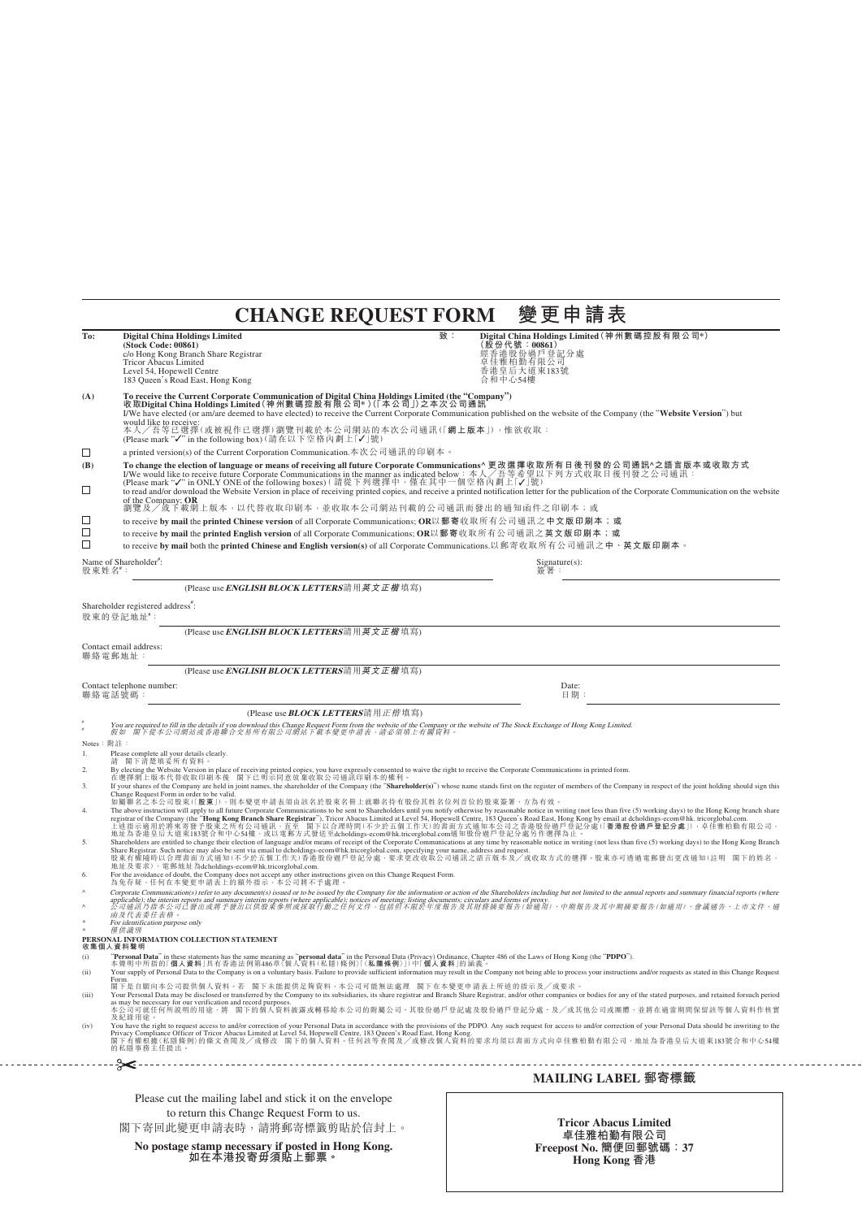# CHANGE REQUEST FORM　變更申請表

**To:** **Digital China Holdings Limited**
**(Stock Code: 00861)**
c/o Hong Kong Branch Share Registrar
Tricor Abacus Limited
Level 54, Hopewell Centre
183 Queen's Road East, Hong Kong

**致：** **Digital China Holdings Limited（神州數碼控股有限公司\*）**
**（股份代號：00861）**
經香港股份過戶登記分處
卓佳雅柏勤有限公司
香港皇后大道東183號
合和中心54樓

**(A)** **To receive the Current Corporate Communication of Digital China Holdings Limited (the "Company")**
**收取Digital China Holdings Limited（神州數碼控股有限公司\*）（「本公司」）之本次公司通訊**

I/We have elected (or am/are deemed to have elected) to receive the Current Corporate Communication published on the website of the Company (the "**Website Version**") but would like to receive:
本人／吾等已選擇(或被視作已選擇)瀏覽刊載於本公司網站的本次公司通訊(「**網上版本**」)，惟欲收取：
(Please mark "✓" in the following box)（請在以下空格內劃上「✓」號）

☐ a printed version(s) of the Current Corporation Communication.本次公司通訊的印刷本。

**(B)** **To change the election of language or means of receiving all future Corporate Communications^ 更改選擇收取所有日後刊發的公司通訊^之語言版本或收取方式**

I/We would like to receive future Corporate Communications in the manner as indicated below：本人／吾等希望以下列方式收取日後刊發之公司通訊：
(Please mark "✓" in ONLY ONE of the following boxes)（請從下列選擇中，僅在其中一個空格內劃上「✓」號）

☐ to read and/or download the Website Version in place of receiving printed copies, and receive a printed notification letter for the publication of the Corporate Communication on the website of the Company; **OR**
瀏覽及／或下載網上版本，以代替收取印刷本，並收取本公司網站刊載的公司通訊而發出的通知函件之印刷本；或

☐ to receive **by mail** the **printed Chinese version** of all Corporate Communications; **OR**以**郵寄**收取所有公司通訊之**中文版印刷本；或**

☐ to receive **by mail** the **printed English version** of all Corporate Communications; **OR**以**郵寄**收取所有公司通訊之**英文版印刷本；或**

☐ to receive **by mail** both the **printed Chinese and English version(s)** of all Corporate Communications.以郵寄收取所有公司通訊之**中、英文版印刷本**。

Name of Shareholder#:
股東姓名#：________________________
(Please use ***ENGLISH BLOCK LETTERS***請用***英文正楷***填寫)

Signature(s):
簽署：________________________

Shareholder registered address#:
股東的登記地址#：________________________
(Please use ***ENGLISH BLOCK LETTERS***請用***英文正楷***填寫)

Contact email address:
聯絡電郵地址：________________________
(Please use ***ENGLISH BLOCK LETTERS***請用***英文正楷***填寫)

Contact telephone number:
聯絡電話號碼：________________________
(Please use ***BLOCK LETTERS***請用*正楷*填寫)

Date:
日期：________________________

\# *You are required to fill in the details if you download this Change Request Form from the website of the Company or the website of The Stock Exchange of Hong Kong Limited.*
\# *假如　閣下從本公司網站或香港聯合交易所有限公司網站下載本變更申請表，請必須填上有關資料。*

Notes：附註：

1. Please complete all your details clearly.
   請　閣下清楚填妥所有資料。
2. By electing the Website Version in place of receiving printed copies, you have expressly consented to waive the right to receive the Corporate Communications in printed form.
   在選擇網上版本代替收取印刷本後　閣下已明示同意放棄收取公司通訊印刷本的權利。
3. If your shares of the Company are held in joint names, the shareholder of the Company (the "**Shareholder(s)**") whose name stands first on the register of members of the Company in respect of the joint holding should sign this Change Request Form in order to be valid.
   如屬聯名之本公司股東(「**股東**」)，則本變更申請表須由該名於股東名冊上就聯名持有股份其姓名位列首位的股東簽署，方為有效。
4. The above instruction will apply to all future Corporate Communications to be sent to Shareholders until you notify otherwise by reasonable notice in writing (not less than five (5) working days) to the Hong Kong branch share registrar of the Company (the "**Hong Kong Branch Share Registrar**"), Tricor Abacus Limited at Level 54, Hopewell Centre, 183 Queen's Road East, Hong Kong or by email at dcholdings-ecom@hk.tricorglobal.com.
   上述指示適用於將來寄發予股東之所有公司通訊，直至　閣下以合理時間(不少於五個工作天)的書面方式通知本公司之香港股份過戶登記分處(「**香港股份過戶登記分處**」)，卓佳雅柏勤有限公司，地址為香港皇后大道東183號合和中心54樓，或以電郵方式發送至dcholdings-ecom@hk.tricorglobal.com通知股份過戶登記分處另作選擇為止。
5. Shareholders are entitled to change their election of language and/or means of receipt of the Corporate Communications at any time by reasonable notice in writing (not less than five (5) working days) to the Hong Kong Branch Share Registrar. Such notice may also be sent via email to dcholdings-ecom@hk.tricorglobal.com, specifying your name, address and request.
   股東有權隨時以合理書面方式通知(不少於五個工作天)香港股份過戶登記分處，要求更改收取公司通訊之語言版本及／或收取方式的選擇。股東亦可透過電郵發出更改通知(註明　閣下的姓名，地址及要求)，電郵地址為dcholdings-ecom@hk.tricorglobal.com。
6. For the avoidance of doubt, the Company does not accept any other instructions given on this Change Request Form.
   為免存疑，任何在本變更申請表上的額外指示，本公司將不予處理。

^ *Corporate Communication(s) refer to any document(s) issued or to be issued by the Company for the information or action of the Shareholders including but not limited to the annual reports and summary financial reports (where applicable); the interim reports and summary interim reports (where applicable); notices of meeting; listing documents; circulars and forms of proxy.*
^ *公司通訊乃指本公司已發出或將予發出以供股東參照或採取行動之任何文件，包括但不限於年度報告及其財務摘要報告(如適用)，中期報告及其中期摘要報告(如適用)，會議通告，上市文件，通函及代表委任表格。*
\* *For identification purpose only*
\* *僅供識別*

**PERSONAL INFORMATION COLLECTION STATEMENT**
**收集個人資料聲明**

(i) "**Personal Data**" in these statements has the same meaning as "**personal data**" in the Personal Data (Privacy) Ordinance, Chapter 486 of the Laws of Hong Kong (the "**PDPO**").
本聲明中所指的「**個人資料**」具有香港法例第486章《個人資料(私隱)條例》(「**私隱條例**」)中「**個人資料**」的涵義。
(ii) Your supply of Personal Data to the Company is on a voluntary basis. Failure to provide sufficient information may result in the Company not being able to process your instructions and/or requests as stated in this Change Request Form.
閣下是自願向本公司提供個人資料。若　閣下未能提供足夠資料，本公司可能無法處理　閣下在本變更申請表上所述的指示及／或要求。
(iii) Your Personal Data may be disclosed or transferred by the Company to its subsidiaries, its share registrar and Branch Share Registrar, and/or other companies or bodies for any of the stated purposes, and retained forsuch period as may be necessary for our verification and record purposes.
本公司可就任何所說明的用途，將　閣下的個人資料披露或移轉給本公司的附屬公司，其股份過戶登記處及股份過戶登記分處，及／或其他公司或團體，並將在適當期間保留該等個人資料作核實及紀錄用途。
(iv) You have the right to request access to and/or correction of your Personal Data in accordance with the provisions of the PDPO. Any such request for access to and/or correction of your Personal Data should be inwriting to the Privacy Compliance Officer of Tricor Abacus Limited at Level 54, Hopewell Centre, 183 Queen's Road East, Hong Kong.
閣下有權根據《私隱條例》的條文查閱及／或修改　閣下的個人資料。任何該等查閱及／或修改個人資料的要求均須以書面方式向卓佳雅柏勤有限公司，地址為香港皇后大道東183號合和中心54樓的私隱事務主任提出。

✂ - - - - - - - - - - - - - - - - - - - - - - - - - - - -

Please cut the mailing label and stick it on the envelope to return this Change Request Form to us.
閣下寄回此變更申請表時，請將郵寄標籤剪貼於信封上。

**No postage stamp necessary if posted in Hong Kong.**
**如在本港投寄毋須貼上郵票。**

**MAILING LABEL 郵寄標籤**

**Tricor Abacus Limited**
**卓佳雅柏勤有限公司**
**Freepost No. 簡便回郵號碼：37**
**Hong Kong 香港**